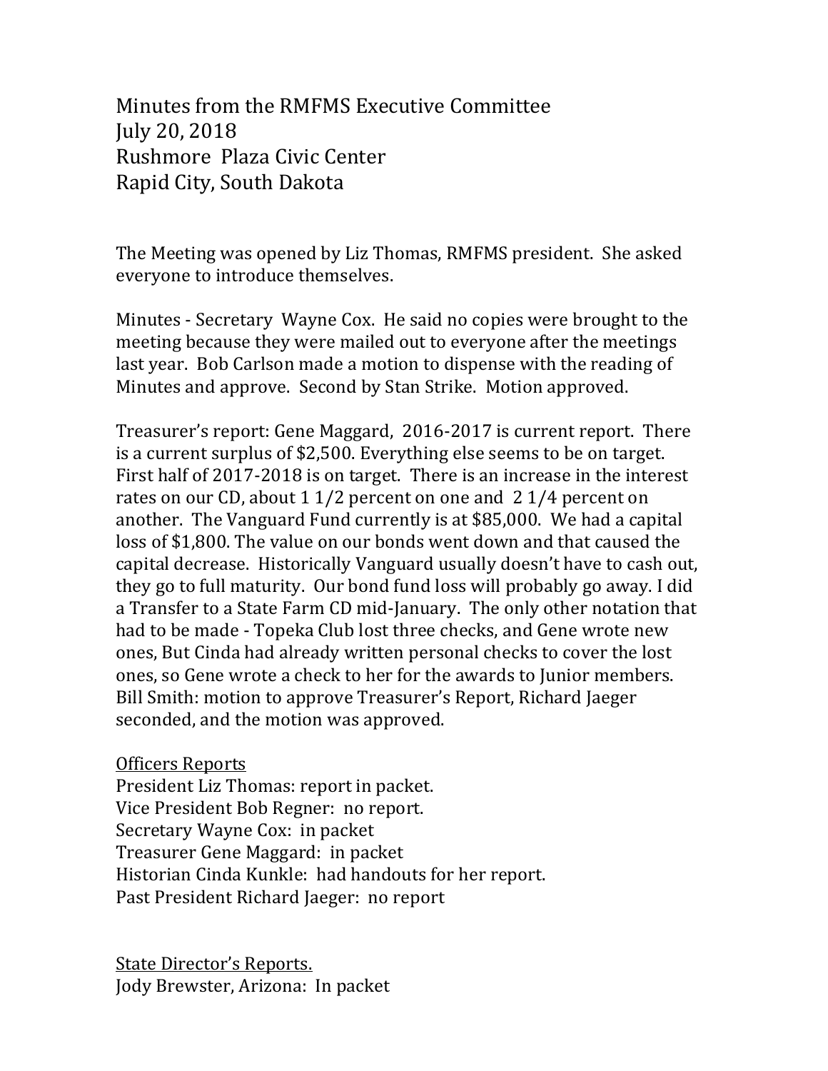Minutes from the RMFMS Executive Committee
July 20, 2018
Rushmore Plaza Civic Center
Rapid City, South Dakota

The Meeting was opened by Liz Thomas, RMFMS president. She asked everyone to introduce themselves.

Minutes - Secretary Wayne Cox. He said no copies were brought to the meeting because they were mailed out to everyone after the meetings last year. Bob Carlson made a motion to dispense with the reading of Minutes and approve. Second by Stan Strike. Motion approved.

Treasurer's report: Gene Maggard, 2016-2017 is current report. There is a current surplus of $2,500. Everything else seems to be on target. First half of 2017-2018 is on target. There is an increase in the interest rates on our CD, about 1 1/2 percent on one and 2 1/4 percent on another. The Vanguard Fund currently is at $85,000. We had a capital loss of $1,800. The value on our bonds went down and that caused the capital decrease. Historically Vanguard usually doesn't have to cash out, they go to full maturity. Our bond fund loss will probably go away. I did a Transfer to a State Farm CD mid-January. The only other notation that had to be made - Topeka Club lost three checks, and Gene wrote new ones, But Cinda had already written personal checks to cover the lost ones, so Gene wrote a check to her for the awards to Junior members. Bill Smith: motion to approve Treasurer's Report, Richard Jaeger seconded, and the motion was approved.

<u>Officers Reports</u>
President Liz Thomas: report in packet.
Vice President Bob Regner: no report.
Secretary Wayne Cox: in packet
Treasurer Gene Maggard: in packet
Historian Cinda Kunkle: had handouts for her report.
Past President Richard Jaeger: no report

<u>State Director's Reports.</u>
Jody Brewster, Arizona: In packet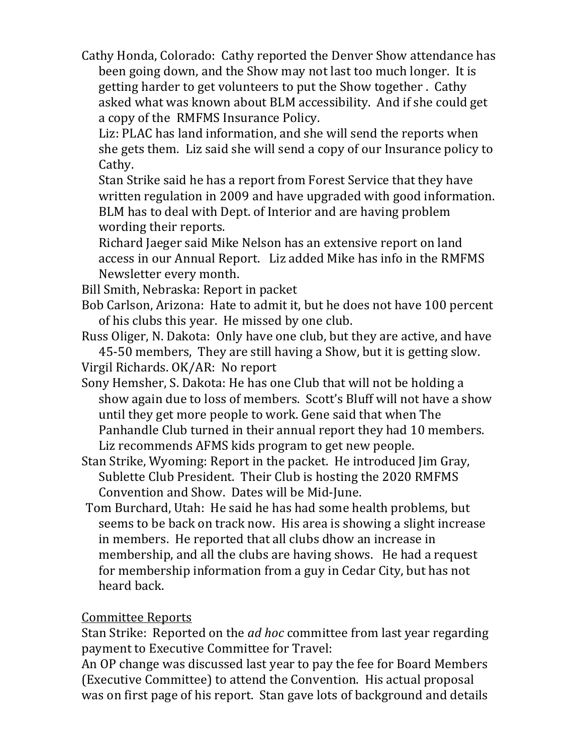Cathy Honda, Colorado: Cathy reported the Denver Show attendance has been going down, and the Show may not last too much longer. It is getting harder to get volunteers to put the Show together . Cathy asked what was known about BLM accessibility. And if she could get a copy of the RMFMS Insurance Policy.

Liz: PLAC has land information, and she will send the reports when she gets them. Liz said she will send a copy of our Insurance policy to Cathy.

Stan Strike said he has a report from Forest Service that they have written regulation in 2009 and have upgraded with good information. BLM has to deal with Dept. of Interior and are having problem wording their reports.

Richard Jaeger said Mike Nelson has an extensive report on land access in our Annual Report. Liz added Mike has info in the RMFMS Newsletter every month.

Bill Smith, Nebraska: Report in packet

Bob Carlson, Arizona: Hate to admit it, but he does not have 100 percent of his clubs this year. He missed by one club.

Russ Oliger, N. Dakota: Only have one club, but they are active, and have 45-50 members, They are still having a Show, but it is getting slow.

Virgil Richards. OK/AR: No report

Sony Hemsher, S. Dakota: He has one Club that will not be holding a show again due to loss of members. Scott's Bluff will not have a show until they get more people to work. Gene said that when The Panhandle Club turned in their annual report they had 10 members. Liz recommends AFMS kids program to get new people.

Stan Strike, Wyoming: Report in the packet. He introduced Jim Gray, Sublette Club President. Their Club is hosting the 2020 RMFMS Convention and Show. Dates will be Mid-June.

Tom Burchard, Utah: He said he has had some health problems, but seems to be back on track now. His area is showing a slight increase in members. He reported that all clubs dhow an increase in membership, and all the clubs are having shows. He had a request for membership information from a guy in Cedar City, but has not heard back.

Committee Reports

Stan Strike: Reported on the *ad hoc* committee from last year regarding payment to Executive Committee for Travel:

An OP change was discussed last year to pay the fee for Board Members (Executive Committee) to attend the Convention. His actual proposal was on first page of his report. Stan gave lots of background and details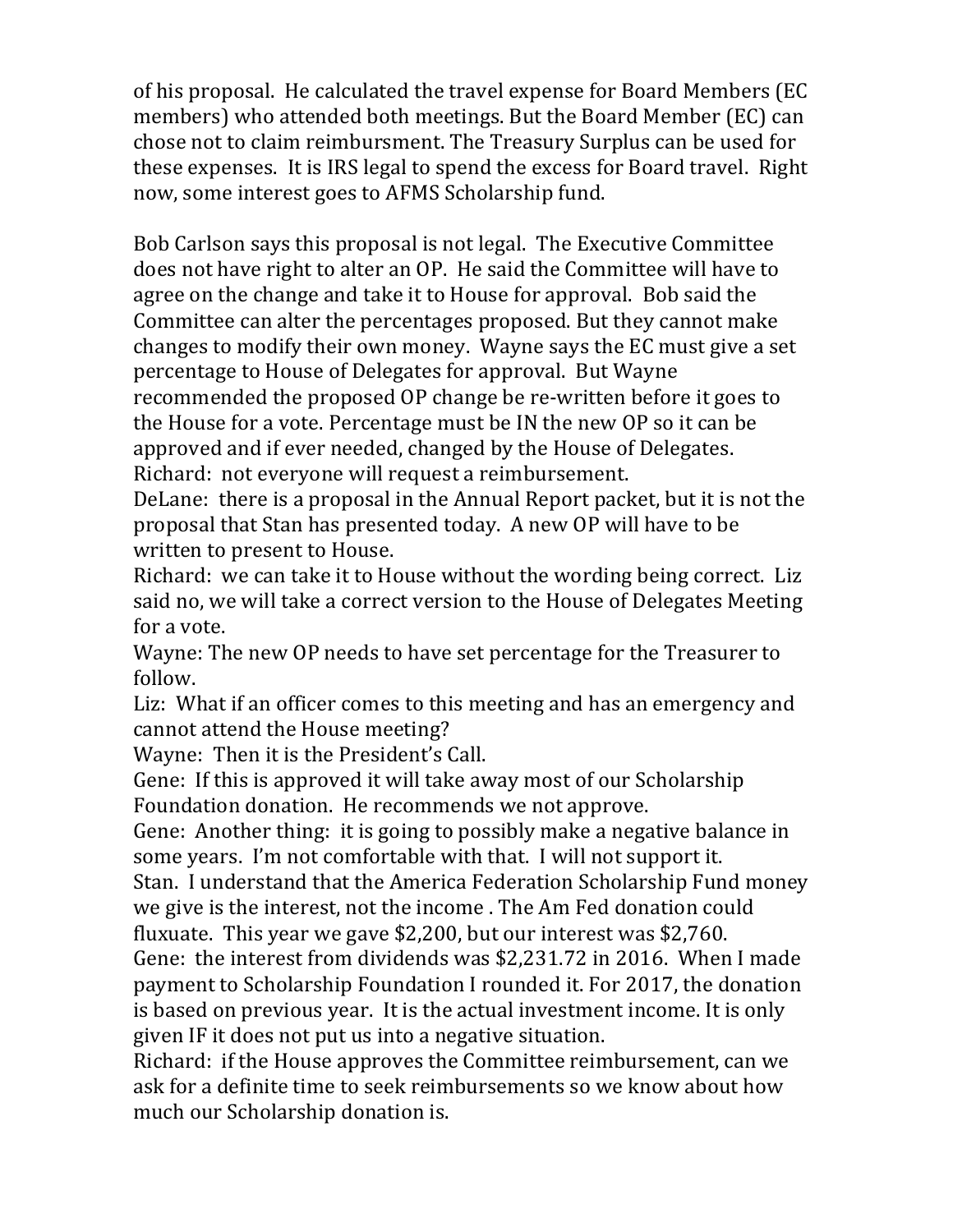of his proposal. He calculated the travel expense for Board Members (EC members) who attended both meetings. But the Board Member (EC) can chose not to claim reimbursment. The Treasury Surplus can be used for these expenses. It is IRS legal to spend the excess for Board travel. Right now, some interest goes to AFMS Scholarship fund.

Bob Carlson says this proposal is not legal. The Executive Committee does not have right to alter an OP. He said the Committee will have to agree on the change and take it to House for approval. Bob said the Committee can alter the percentages proposed. But they cannot make changes to modify their own money. Wayne says the EC must give a set percentage to House of Delegates for approval. But Wayne recommended the proposed OP change be re-written before it goes to the House for a vote. Percentage must be IN the new OP so it can be approved and if ever needed, changed by the House of Delegates.
Richard: not everyone will request a reimbursement.
DeLane: there is a proposal in the Annual Report packet, but it is not the proposal that Stan has presented today. A new OP will have to be written to present to House.
Richard: we can take it to House without the wording being correct. Liz said no, we will take a correct version to the House of Delegates Meeting for a vote.
Wayne: The new OP needs to have set percentage for the Treasurer to follow.
Liz: What if an officer comes to this meeting and has an emergency and cannot attend the House meeting?
Wayne: Then it is the President's Call.
Gene: If this is approved it will take away most of our Scholarship Foundation donation. He recommends we not approve.
Gene: Another thing: it is going to possibly make a negative balance in some years. I'm not comfortable with that. I will not support it.
Stan. I understand that the America Federation Scholarship Fund money we give is the interest, not the income . The Am Fed donation could fluxuate. This year we gave $2,200, but our interest was $2,760.
Gene: the interest from dividends was $2,231.72 in 2016. When I made payment to Scholarship Foundation I rounded it. For 2017, the donation is based on previous year. It is the actual investment income. It is only given IF it does not put us into a negative situation.
Richard: if the House approves the Committee reimbursement, can we ask for a definite time to seek reimbursements so we know about how much our Scholarship donation is.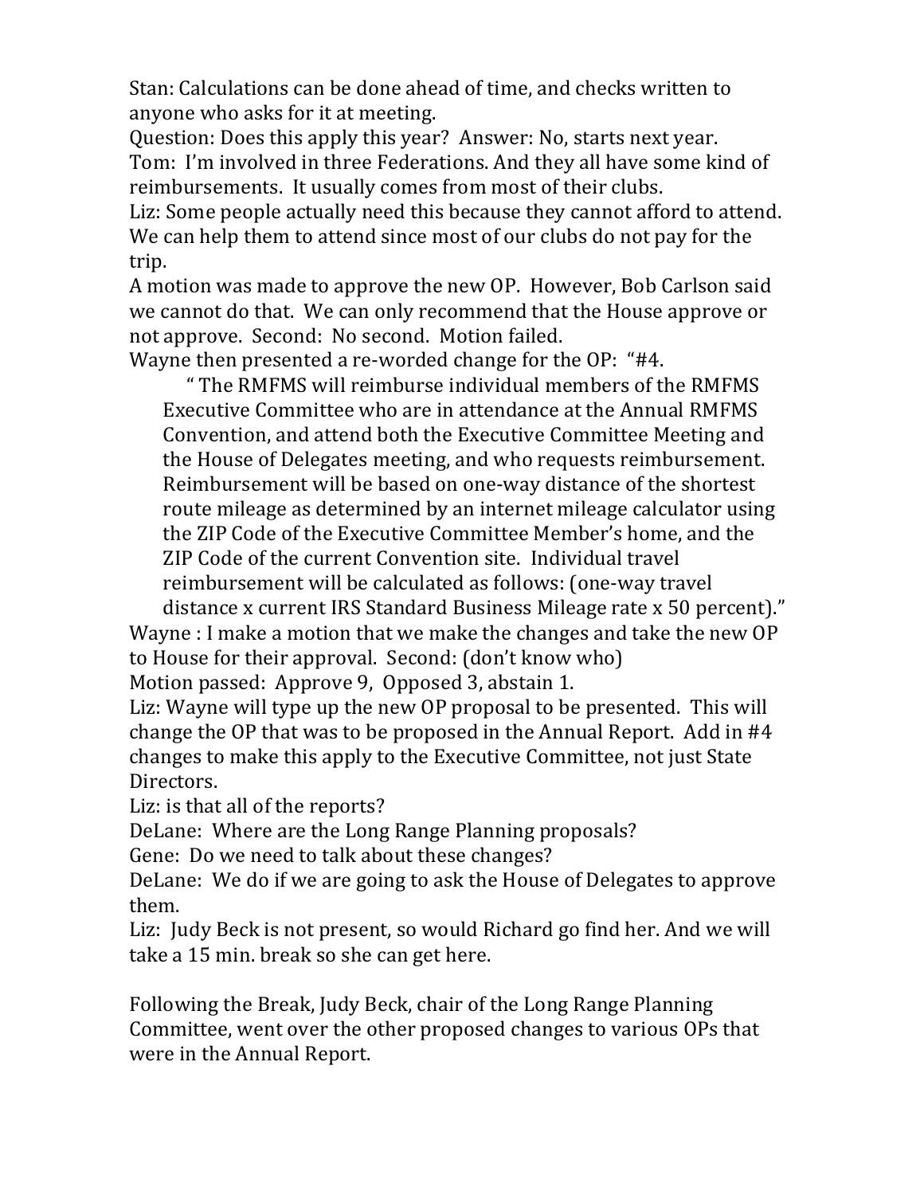Stan: Calculations can be done ahead of time, and checks written to anyone who asks for it at meeting.
Question: Does this apply this year? Answer: No, starts next year.
Tom: I'm involved in three Federations. And they all have some kind of reimbursements. It usually comes from most of their clubs.
Liz: Some people actually need this because they cannot afford to attend. We can help them to attend since most of our clubs do not pay for the trip.
A motion was made to approve the new OP. However, Bob Carlson said we cannot do that. We can only recommend that the House approve or not approve. Second: No second. Motion failed.
Wayne then presented a re-worded change for the OP: "#4.

> " The RMFMS will reimburse individual members of the RMFMS Executive Committee who are in attendance at the Annual RMFMS Convention, and attend both the Executive Committee Meeting and the House of Delegates meeting, and who requests reimbursement. Reimbursement will be based on one-way distance of the shortest route mileage as determined by an internet mileage calculator using the ZIP Code of the Executive Committee Member's home, and the ZIP Code of the current Convention site. Individual travel reimbursement will be calculated as follows: (one-way travel distance x current IRS Standard Business Mileage rate x 50 percent)."

Wayne : I make a motion that we make the changes and take the new OP to House for their approval. Second: (don't know who)
Motion passed: Approve 9, Opposed 3, abstain 1.
Liz: Wayne will type up the new OP proposal to be presented. This will change the OP that was to be proposed in the Annual Report. Add in #4 changes to make this apply to the Executive Committee, not just State Directors.
Liz: is that all of the reports?
DeLane: Where are the Long Range Planning proposals?
Gene: Do we need to talk about these changes?
DeLane: We do if we are going to ask the House of Delegates to approve them.
Liz: Judy Beck is not present, so would Richard go find her. And we will take a 15 min. break so she can get here.

Following the Break, Judy Beck, chair of the Long Range Planning Committee, went over the other proposed changes to various OPs that were in the Annual Report.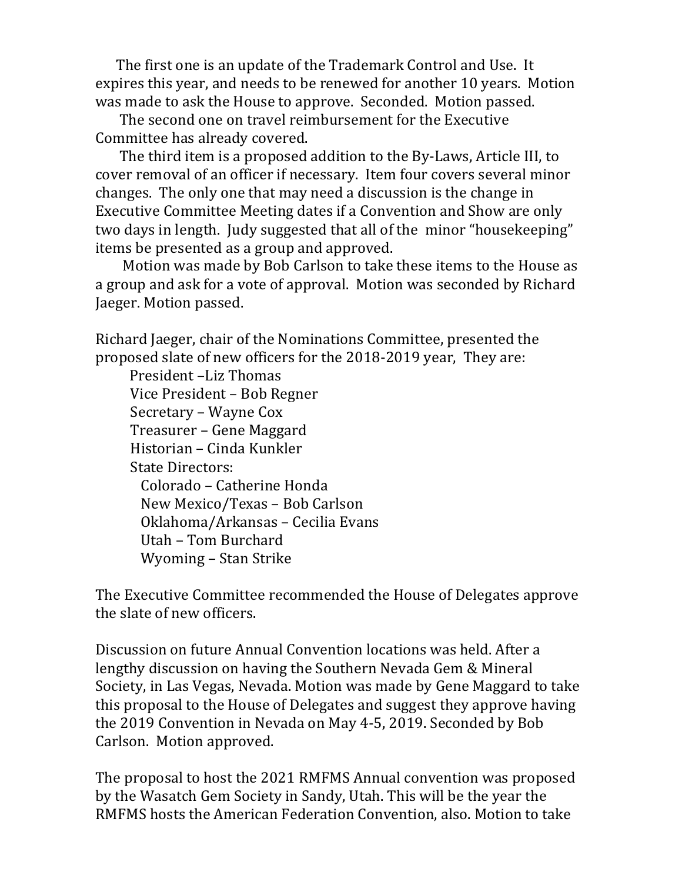The first one is an update of the Trademark Control and Use. It expires this year, and needs to be renewed for another 10 years. Motion was made to ask the House to approve. Seconded. Motion passed.

The second one on travel reimbursement for the Executive Committee has already covered.

The third item is a proposed addition to the By-Laws, Article III, to cover removal of an officer if necessary. Item four covers several minor changes. The only one that may need a discussion is the change in Executive Committee Meeting dates if a Convention and Show are only two days in length. Judy suggested that all of the minor "housekeeping" items be presented as a group and approved.

Motion was made by Bob Carlson to take these items to the House as a group and ask for a vote of approval. Motion was seconded by Richard Jaeger. Motion passed.

Richard Jaeger, chair of the Nominations Committee, presented the proposed slate of new officers for the 2018-2019 year, They are:

President –Liz Thomas
Vice President – Bob Regner
Secretary – Wayne Cox
Treasurer – Gene Maggard
Historian – Cinda Kunkler
State Directors:
  Colorado – Catherine Honda
  New Mexico/Texas – Bob Carlson
  Oklahoma/Arkansas – Cecilia Evans
  Utah – Tom Burchard
  Wyoming – Stan Strike

The Executive Committee recommended the House of Delegates approve the slate of new officers.

Discussion on future Annual Convention locations was held. After a lengthy discussion on having the Southern Nevada Gem & Mineral Society, in Las Vegas, Nevada. Motion was made by Gene Maggard to take this proposal to the House of Delegates and suggest they approve having the 2019 Convention in Nevada on May 4-5, 2019. Seconded by Bob Carlson. Motion approved.

The proposal to host the 2021 RMFMS Annual convention was proposed by the Wasatch Gem Society in Sandy, Utah. This will be the year the RMFMS hosts the American Federation Convention, also. Motion to take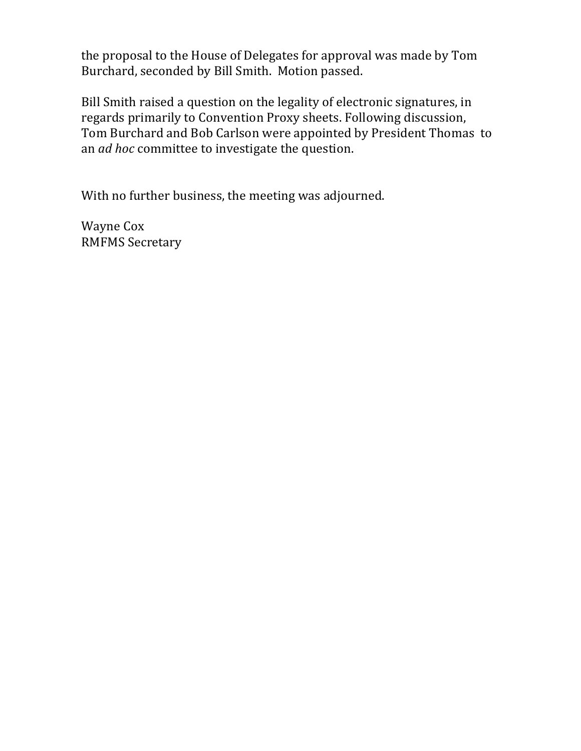the proposal to the House of Delegates for approval was made by Tom Burchard, seconded by Bill Smith. Motion passed.

Bill Smith raised a question on the legality of electronic signatures, in regards primarily to Convention Proxy sheets. Following discussion, Tom Burchard and Bob Carlson were appointed by President Thomas to an *ad hoc* committee to investigate the question.

With no further business, the meeting was adjourned.

Wayne Cox
RMFMS Secretary